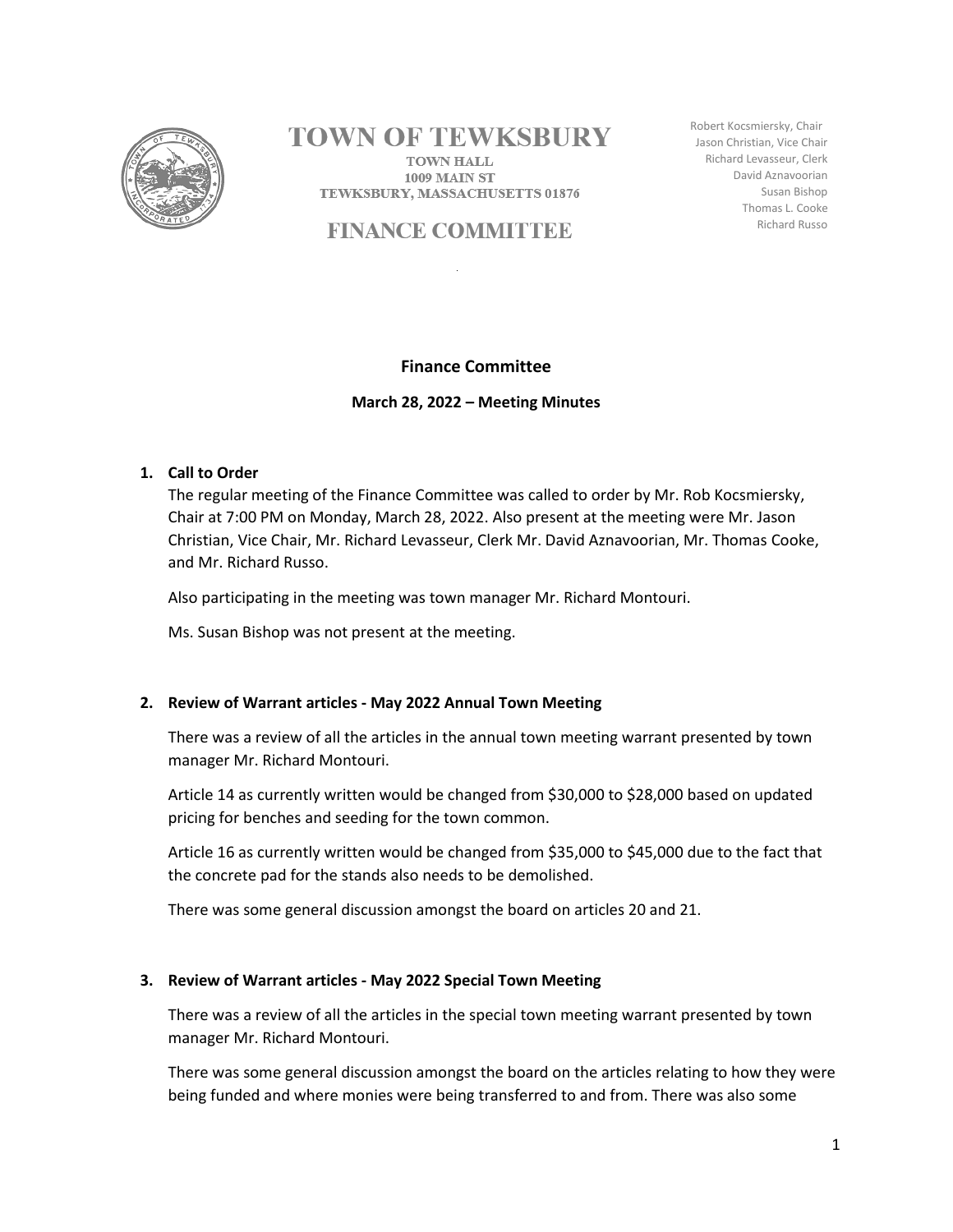# TOWN OF TEWKSBURY

TOWN HALL
1009 MAIN ST
TEWKSBURY, MASSACHUSETTS 01876

## FINANCE COMMITTEE

Robert Kocsmiersky, Chair
Jason Christian, Vice Chair
Richard Levasseur, Clerk
David Aznavoorian
Susan Bishop
Thomas L. Cooke
Richard Russo

**Finance Committee**

**March 28, 2022 – Meeting Minutes**

1. **Call to Order**

   The regular meeting of the Finance Committee was called to order by Mr. Rob Kocsmiersky, Chair at 7:00 PM on Monday, March 28, 2022. Also present at the meeting were Mr. Jason Christian, Vice Chair, Mr. Richard Levasseur, Clerk Mr. David Aznavoorian, Mr. Thomas Cooke, and Mr. Richard Russo.

   Also participating in the meeting was town manager Mr. Richard Montouri.

   Ms. Susan Bishop was not present at the meeting.

2. **Review of Warrant articles - May 2022 Annual Town Meeting**

   There was a review of all the articles in the annual town meeting warrant presented by town manager Mr. Richard Montouri.

   Article 14 as currently written would be changed from $30,000 to $28,000 based on updated pricing for benches and seeding for the town common.

   Article 16 as currently written would be changed from $35,000 to $45,000 due to the fact that the concrete pad for the stands also needs to be demolished.

   There was some general discussion amongst the board on articles 20 and 21.

3. **Review of Warrant articles - May 2022 Special Town Meeting**

   There was a review of all the articles in the special town meeting warrant presented by town manager Mr. Richard Montouri.

   There was some general discussion amongst the board on the articles relating to how they were being funded and where monies were being transferred to and from. There was also some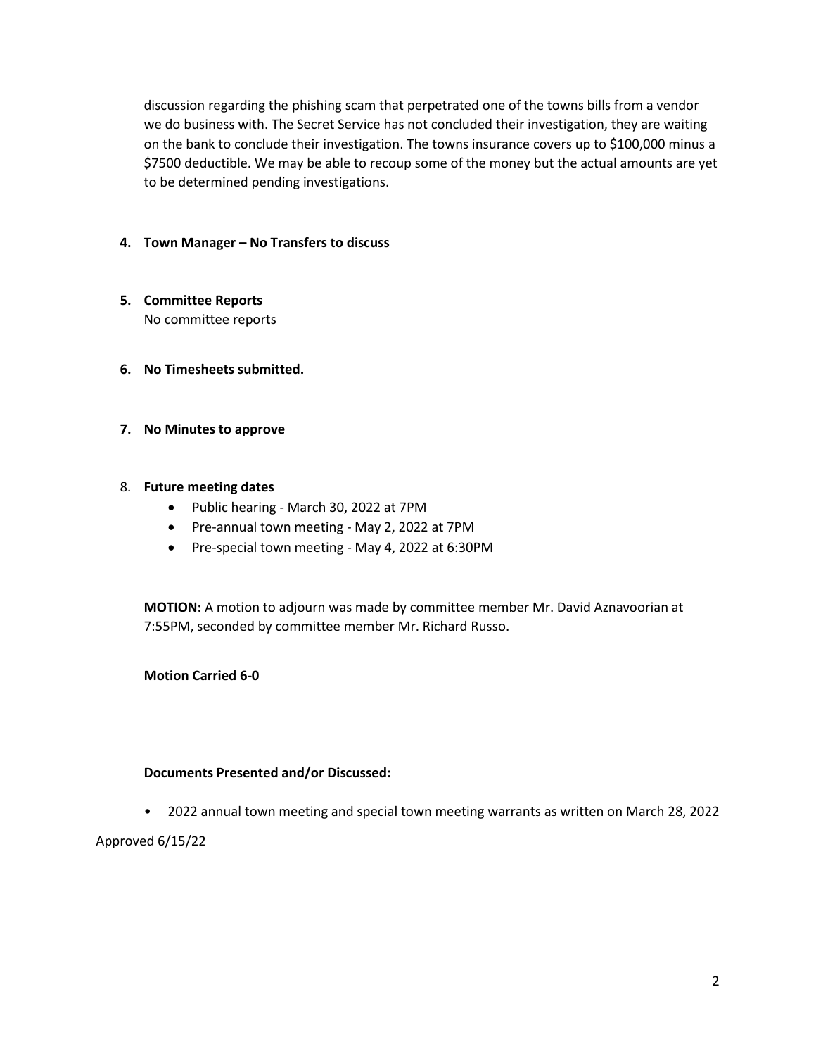discussion regarding the phishing scam that perpetrated one of the towns bills from a vendor we do business with. The Secret Service has not concluded their investigation, they are waiting on the bank to conclude their investigation. The towns insurance covers up to $100,000 minus a $7500 deductible. We may be able to recoup some of the money but the actual amounts are yet to be determined pending investigations.

4. **Town Manager – No Transfers to discuss**

5. **Committee Reports**
   No committee reports

6. **No Timesheets submitted.**

7. **No Minutes to approve**

8. **Future meeting dates**
   - Public hearing - March 30, 2022 at 7PM
   - Pre-annual town meeting - May 2, 2022 at 7PM
   - Pre-special town meeting - May 4, 2022 at 6:30PM

**MOTION:** A motion to adjourn was made by committee member Mr. David Aznavoorian at 7:55PM, seconded by committee member Mr. Richard Russo.

**Motion Carried 6-0**

**Documents Presented and/or Discussed:**

- 2022 annual town meeting and special town meeting warrants as written on March 28, 2022

Approved 6/15/22